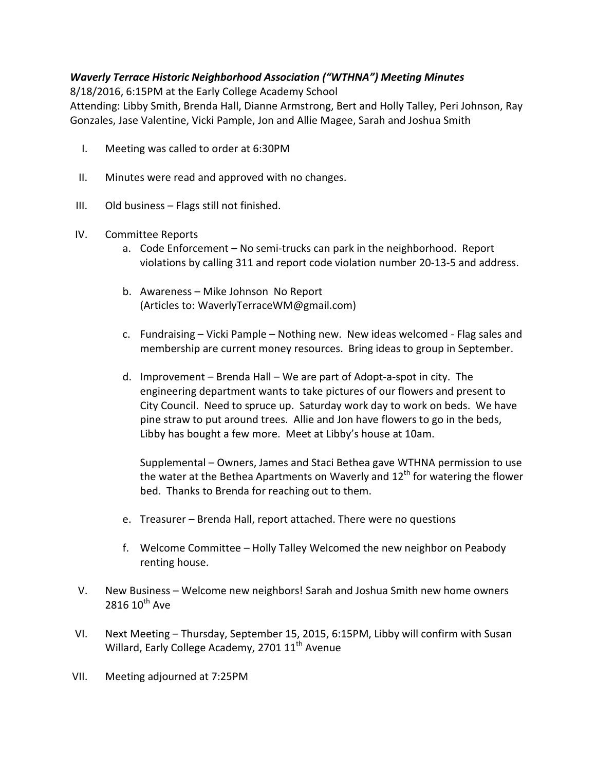***Waverly Terrace Historic Neighborhood Association ("WTHNA") Meeting Minutes***

8/18/2016, 6:15PM at the Early College Academy School

Attending: Libby Smith, Brenda Hall, Dianne Armstrong, Bert and Holly Talley, Peri Johnson, Ray Gonzales, Jase Valentine, Vicki Pample, Jon and Allie Magee, Sarah and Joshua Smith

I. Meeting was called to order at 6:30PM

II. Minutes were read and approved with no changes.

III. Old business – Flags still not finished.

IV. Committee Reports

   a. Code Enforcement – No semi-trucks can park in the neighborhood. Report violations by calling 311 and report code violation number 20-13-5 and address.

   b. Awareness – Mike Johnson No Report
      (Articles to: WaverlyTerraceWM@gmail.com)

   c. Fundraising – Vicki Pample – Nothing new. New ideas welcomed - Flag sales and membership are current money resources. Bring ideas to group in September.

   d. Improvement – Brenda Hall – We are part of Adopt-a-spot in city. The engineering department wants to take pictures of our flowers and present to City Council. Need to spruce up. Saturday work day to work on beds. We have pine straw to put around trees. Allie and Jon have flowers to go in the beds, Libby has bought a few more. Meet at Libby's house at 10am.

      Supplemental – Owners, James and Staci Bethea gave WTHNA permission to use the water at the Bethea Apartments on Waverly and 12th for watering the flower bed. Thanks to Brenda for reaching out to them.

   e. Treasurer – Brenda Hall, report attached. There were no questions

   f. Welcome Committee – Holly Talley Welcomed the new neighbor on Peabody renting house.

V. New Business – Welcome new neighbors! Sarah and Joshua Smith new home owners 2816 10th Ave

VI. Next Meeting – Thursday, September 15, 2015, 6:15PM, Libby will confirm with Susan Willard, Early College Academy, 2701 11th Avenue

VII. Meeting adjourned at 7:25PM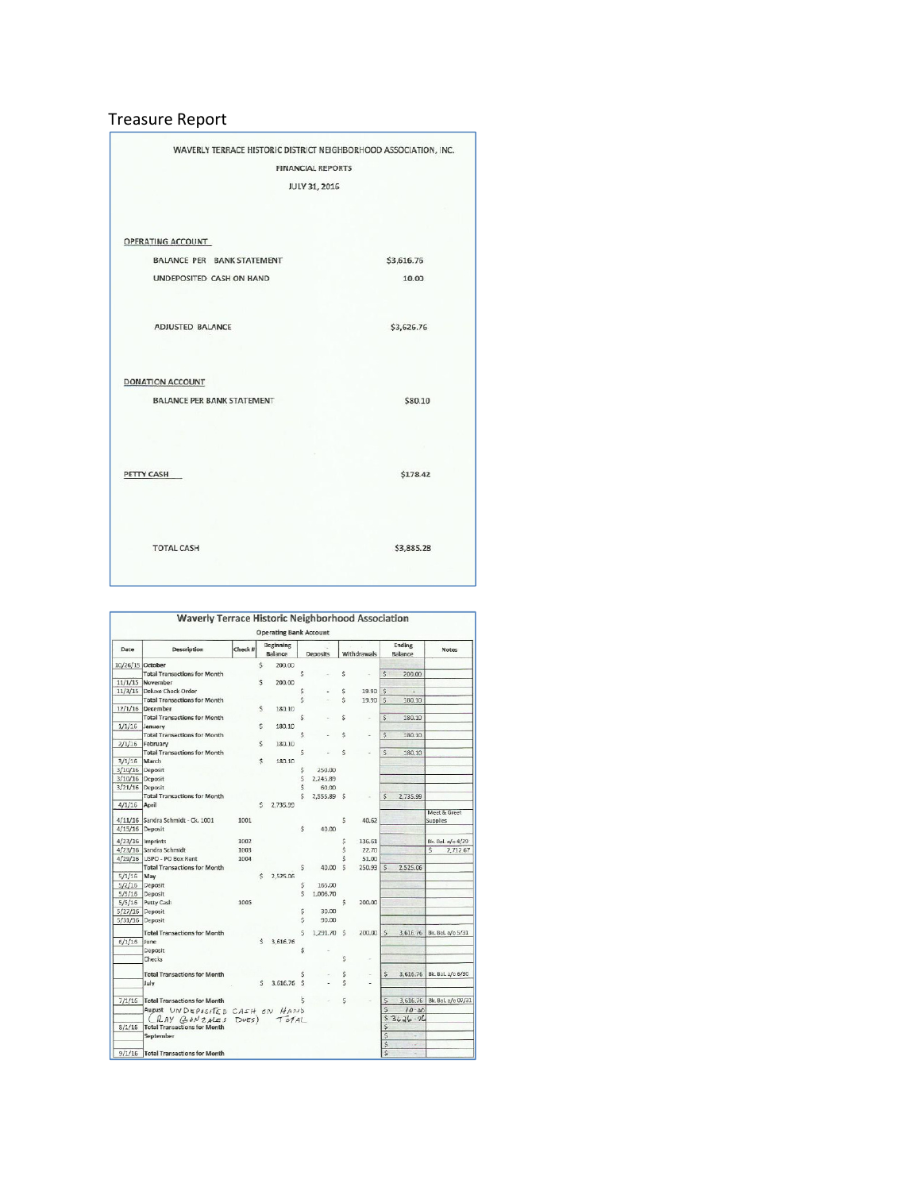# Treasure Report

WAVERLY TERRACE HISTORIC DISTRICT NEIGHBORHOOD ASSOCIATION, INC.

FINANCIAL REPORTS

JULY 31, 2016

**OPERATING ACCOUNT**

| | |
|---|---|
| BALANCE PER BANK STATEMENT | $3,616.76 |
| UNDEPOSITED CASH ON HAND | 10.00 |
| ADJUSTED BALANCE | $3,626.76 |

**DONATION ACCOUNT**

| | |
|---|---|
| BALANCE PER BANK STATEMENT | $80.10 |

| | |
|---|---|
| PETTY CASH | $178.42 |
| TOTAL CASH | $3,885.28 |

## Waverly Terrace Historic Neighborhood Association

Operating Bank Account

| Date | Description | Check # | Beginning Balance | Deposits | Withdrawals | Ending Balance | Notes |
|---|---|---|---|---|---|---|---|
| 10/26/15 | October | | $ 200.00 | | | | |
| | Total Transactions for Month | | | $ - | $ - | $ 200.00 | |
| 11/1/15 | November | | $ 200.00 | | | | |
| 11/3/15 | Deluxe Check Order | | | $ - | $ 19.90 | $ - | |
| | Total Transactions for Month | | | $ - | $ 19.90 | $ 180.10 | |
| 12/1/16 | December | | $ 180.10 | | | | |
| | Total Transactions for Month | | | $ - | $ - | $ 180.10 | |
| 1/3/16 | January | | $ 180.10 | | | | |
| | Total Transactions for Month | | | $ - | $ - | $ 180.10 | |
| 2/1/16 | February | | $ 180.10 | | | | |
| | Total Transactions for Month | | | $ - | $ - | $ 180.10 | |
| 3/1/16 | March | | $ 180.10 | | | | |
| 3/10/16 | Deposit | | | $ 250.00 | | | |
| 3/10/16 | Deposit | | | $ 2,245.89 | | | |
| 3/21/16 | Deposit | | | $ 60.00 | | | |
| | Total Transactions for Month | | | $ 2,555.89 | $ - | $ 2,735.99 | |
| 4/1/16 | April | | $ 2,735.99 | | | | |
| 4/11/16 | Sandra Schmidt - Ck. 1001 | 1001 | | | $ 40.62 | | Meet & Greet Supplies |
| 4/15/16 | Deposit | | | $ 40.00 | | | |
| 4/23/16 | Imprints | 1002 | | | $ 136.61 | | Bk. Bal. a/o 4/29 |
| 4/23/16 | Sandra Schmidt | 1003 | | | $ 22.70 | | $ 2,712.67 |
| 4/29/16 | USPO - PO Box Rent | 1004 | | | $ 51.00 | | |
| | Total Transactions for Month | | | $ 40.00 | $ 250.93 | $ 2,525.06 | |
| 5/1/16 | May | | $ 2,525.06 | | | | |
| 5/2/16 | Deposit | | | $ 165.00 | | | |
| 5/5/16 | Deposit | | | $ 1,006.70 | | | |
| 5/5/16 | Petty Cash | 1005 | | | $ 200.00 | | |
| 5/27/16 | Deposit | | | $ 30.00 | | | |
| 5/31/16 | Deposit | | | $ 90.00 | | | |
| | Total Transactions for Month | | | $ 1,291.70 | $ 200.00 | $ 3,616.76 | Bk. Bal. a/o 5/31 |
| 6/1/16 | June | | $ 3,616.76 | | | | |
| | Deposit | | | $ - | | | |
| | Checks | | | | $ - | | |
| | Total Transactions for Month | | | $ - | $ - | $ 3,616.76 | Bk. Bal. a/o 6/30 |
| | July | | $ 3,616.76 | $ - | $ - | | |
| 7/1/16 | Total Transactions for Month | | | $ - | $ - | $ 3,616.76 | Bk. Bal. a/o 07/31 |
| | August UNDEPOSITED CASH ON HAND | | | | | $ 10.00 | |
| | (RAY GONZALES DUES) TOTAL | | | | | $ 3626.76 | |
| 8/1/16 | Total Transactions for Month | | | | | $ | |
| | September | | | | | $ - | |
| | | | | | | $ - | |
| 9/1/16 | Total Transactions for Month | | | | | $ - | |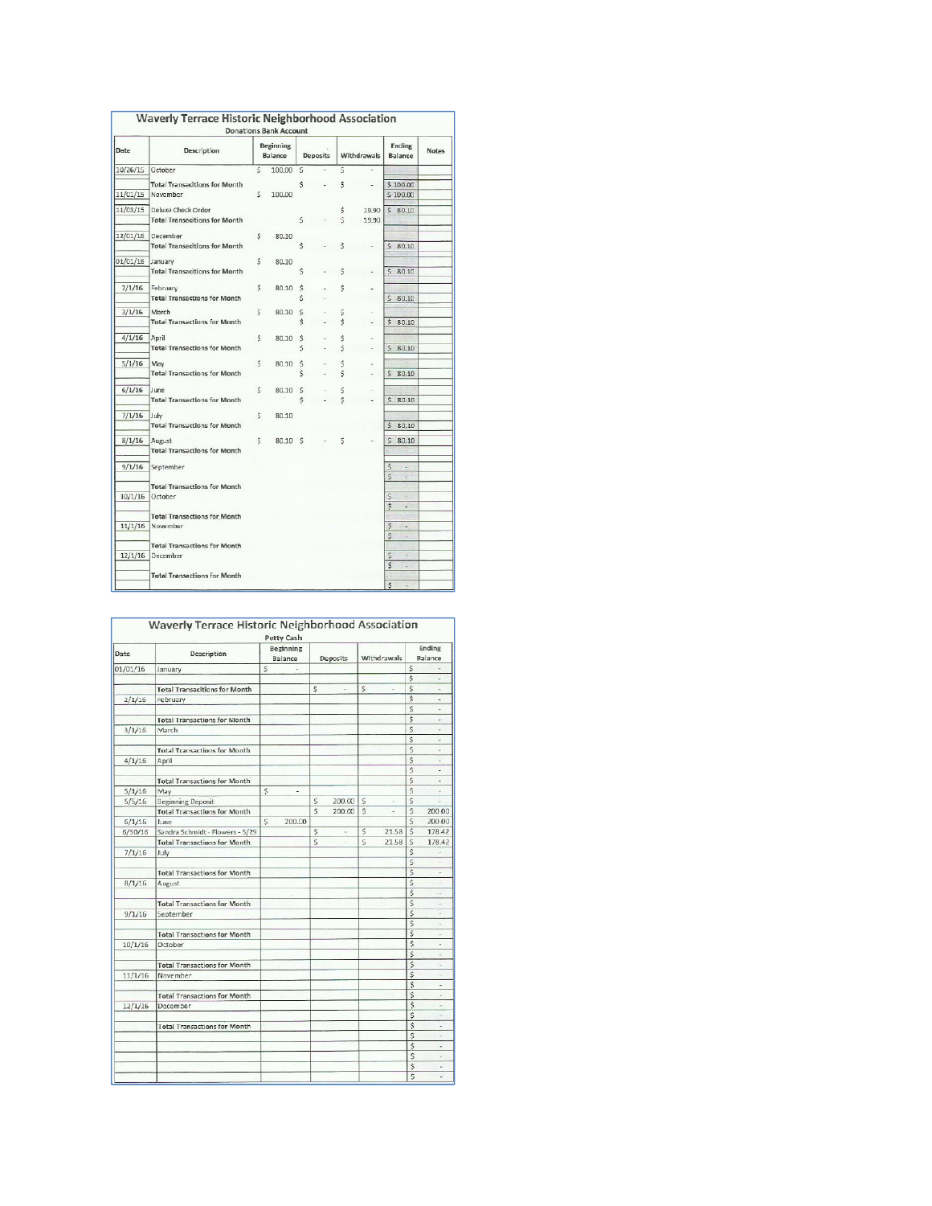# Waverly Terrace Historic Neighborhood Association

## Donations Bank Account

| Date | Description | Beginning Balance | Deposits | Withdrawals | Ending Balance | Notes |
|---|---|---|---|---|---|---|
| 10/26/15 | October | $ 100.00 | $ - | $ - | | |
| | Total Transactions for Month | | $ - | $ - | $ 100.00 | |
| 11/01/15 | November | $ 100.00 | | | $ 100.00 | |
| 11/03/15 | Deluxe Check Order | | | $ 19.90 | $ 80.10 | |
| | Total Transactions for Month | | $ - | $ 19.90 | | |
| 12/01/15 | December | $ 80.10 | | | | |
| | Total Transactions for Month | | $ - | $ - | $ 80.10 | |
| 01/01/16 | January | $ 80.10 | | | | |
| | Total Transactions for Month | | $ - | $ - | $ 80.10 | |
| 2/1/16 | February | $ 80.10 | $ - | $ - | | |
| | Total Transactions for Month | | $ - | | $ 80.10 | |
| 3/1/16 | March | $ 80.10 | $ - | $ - | | |
| | Total Transactions for Month | | $ - | $ - | $ 80.10 | |
| 4/1/16 | April | $ 80.10 | $ - | $ - | | |
| | Total Transactions for Month | | $ - | $ - | $ 80.10 | |
| 5/1/16 | May | $ 80.10 | $ - | $ - | | |
| | Total Transactions for Month | | $ - | $ - | $ 80.10 | |
| 6/1/16 | June | $ 80.10 | $ - | $ - | | |
| | Total Transactions for Month | | $ - | $ - | $ 80.10 | |
| 7/1/16 | July | $ 80.10 | | | | |
| | Total Transactions for Month | | | | $ 80.10 | |
| 8/1/16 | August | $ 80.10 | $ - | $ - | $ 80.10 | |
| | Total Transactions for Month | | | | | |
| 9/1/16 | September | | | | $ - | |
| | | | | | $ - | |
| | Total Transactions for Month | | | | | |
| 10/1/16 | October | | | | $ - | |
| | | | | | $ - | |
| | Total Transactions for Month | | | | | |
| 11/1/16 | November | | | | $ - | |
| | | | | | $ - | |
| | Total Transactions for Month | | | | | |
| 12/1/16 | December | | | | $ - | |
| | | | | | $ - | |
| | Total Transactions for Month | | | | | |
| | | | | | $ - | |

# Waverly Terrace Historic Neighborhood Association

## Petty Cash

| Date | Description | Beginning Balance | Deposits | Withdrawals | Ending Balance |
|---|---|---|---|---|---|
| 01/01/16 | January | $ - | | | $ - |
| | | | | | $ - |
| | Total Transactions for Month | | $ - | $ - | $ - |
| 2/1/16 | February | | | | $ - |
| | | | | | $ - |
| | Total Transactions for Month | | | | $ - |
| 3/1/16 | March | | | | $ - |
| | | | | | $ - |
| | Total Transactions for Month | | | | $ - |
| 4/1/16 | April | | | | $ - |
| | | | | | $ - |
| | Total Transactions for Month | | | | $ - |
| 5/1/16 | May | $ - | | | $ - |
| 5/5/16 | Beginning Deposit | | $ 200.00 | $ - | $ - |
| | Total Transactions for Month | | $ 200.00 | $ - | $ 200.00 |
| 6/1/16 | June | $ 200.00 | | | $ 200.00 |
| 6/30/16 | Sandra Schmidt - Flowers - 5/29 | | $ - | $ 21.58 | $ 178.42 |
| | Total Transactions for Month | | $ - | $ 21.58 | $ 178.42 |
| 7/1/16 | July | | | | $ - |
| | | | | | $ - |
| | Total Transactions for Month | | | | $ - |
| 8/1/16 | August | | | | $ - |
| | | | | | $ - |
| | Total Transactions for Month | | | | $ - |
| 9/1/16 | September | | | | $ - |
| | | | | | $ - |
| | Total Transactions for Month | | | | $ - |
| 10/1/16 | October | | | | $ - |
| | | | | | $ - |
| | Total Transactions for Month | | | | $ - |
| 11/1/16 | November | | | | $ - |
| | | | | | $ - |
| | Total Transactions for Month | | | | $ - |
| 12/1/16 | December | | | | $ - |
| | | | | | $ - |
| | Total Transactions for Month | | | | $ - |
| | | | | | $ - |
| | | | | | $ - |
| | | | | | $ - |
| | | | | | $ - |
| | | | | | $ - |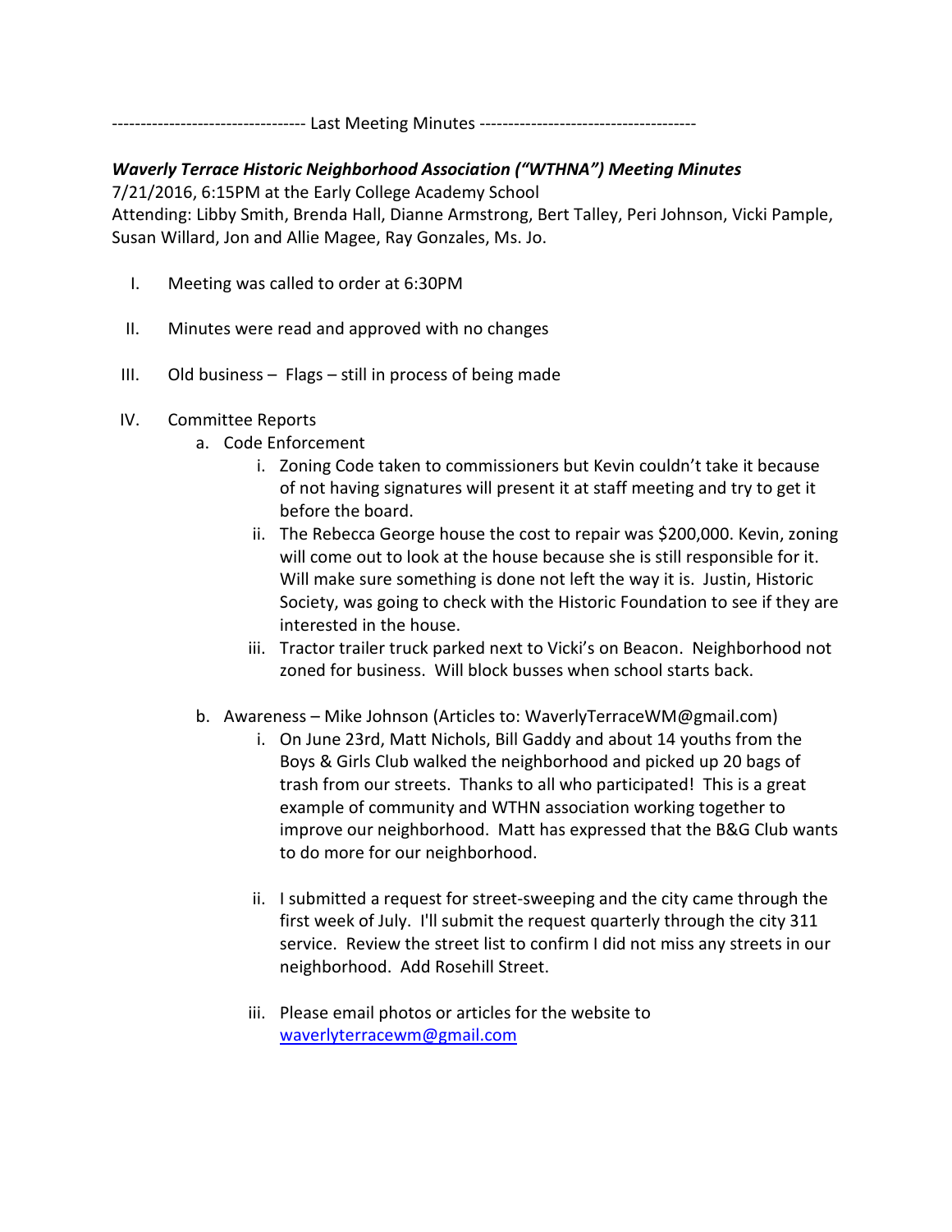---------------------------------- Last Meeting Minutes --------------------------------------

***Waverly Terrace Historic Neighborhood Association ("WTHNA") Meeting Minutes***

7/21/2016, 6:15PM at the Early College Academy School
Attending: Libby Smith, Brenda Hall, Dianne Armstrong, Bert Talley, Peri Johnson, Vicki Pample, Susan Willard, Jon and Allie Magee, Ray Gonzales, Ms. Jo.

I. Meeting was called to order at 6:30PM

II. Minutes were read and approved with no changes

III. Old business – Flags – still in process of being made

IV. Committee Reports
   a. Code Enforcement
      i. Zoning Code taken to commissioners but Kevin couldn't take it because of not having signatures will present it at staff meeting and try to get it before the board.
      ii. The Rebecca George house the cost to repair was $200,000. Kevin, zoning will come out to look at the house because she is still responsible for it. Will make sure something is done not left the way it is. Justin, Historic Society, was going to check with the Historic Foundation to see if they are interested in the house.
      iii. Tractor trailer truck parked next to Vicki's on Beacon. Neighborhood not zoned for business. Will block busses when school starts back.

   b. Awareness – Mike Johnson (Articles to: WaverlyTerraceWM@gmail.com)
      i. On June 23rd, Matt Nichols, Bill Gaddy and about 14 youths from the Boys & Girls Club walked the neighborhood and picked up 20 bags of trash from our streets. Thanks to all who participated! This is a great example of community and WTHN association working together to improve our neighborhood. Matt has expressed that the B&G Club wants to do more for our neighborhood.

      ii. I submitted a request for street-sweeping and the city came through the first week of July. I'll submit the request quarterly through the city 311 service. Review the street list to confirm I did not miss any streets in our neighborhood. Add Rosehill Street.

      iii. Please email photos or articles for the website to waverlyterracewm@gmail.com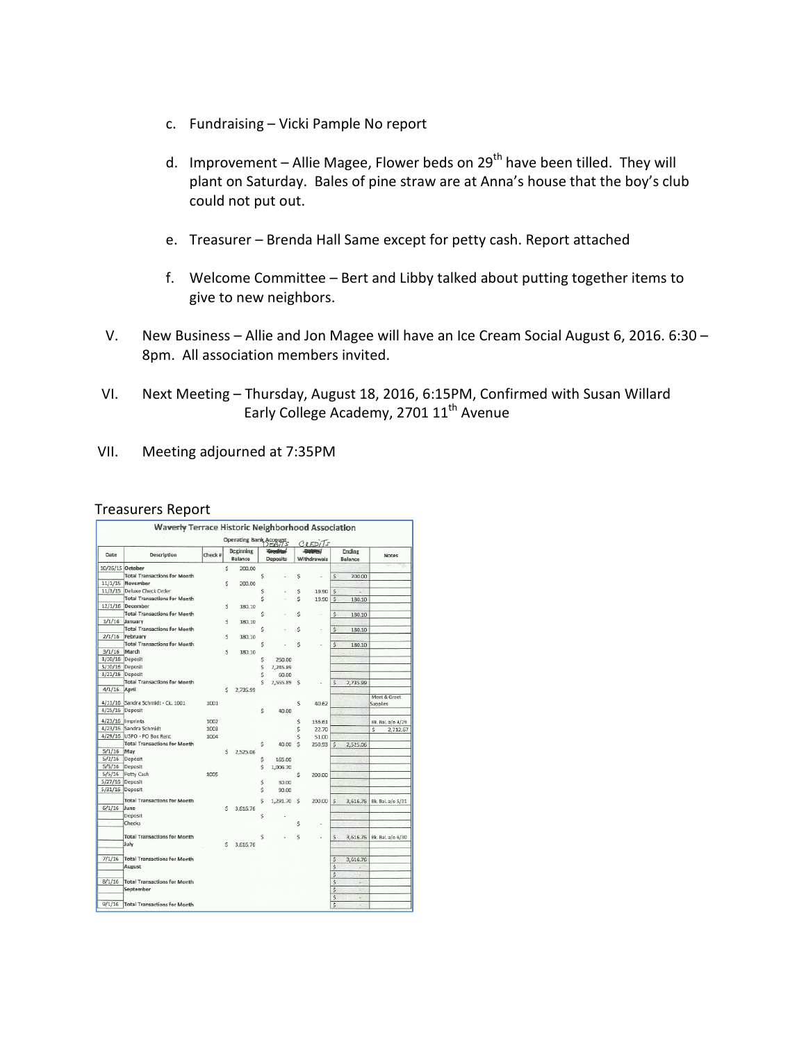c. Fundraising – Vicki Pample No report

d. Improvement – Allie Magee, Flower beds on 29th have been tilled. They will plant on Saturday. Bales of pine straw are at Anna's house that the boy's club could not put out.

e. Treasurer – Brenda Hall Same except for petty cash. Report attached

f. Welcome Committee – Bert and Libby talked about putting together items to give to new neighbors.

V. New Business – Allie and Jon Magee will have an Ice Cream Social August 6, 2016. 6:30 – 8pm. All association members invited.

VI. Next Meeting – Thursday, August 18, 2016, 6:15PM, Confirmed with Susan Willard Early College Academy, 2701 11th Avenue

VII. Meeting adjourned at 7:35PM

Treasurers Report

**Waverly Terrace Historic Neighborhood Association**

Operating Bank Account

| Date | Description | Check # | Beginning Balance | ~~Credits/~~ DEBITS Deposits | ~~Debits/~~ CREDITS Withdrawals | Ending Balance | Notes |
|---|---|---|---|---|---|---|---|
| 10/26/15 | October | | $ 200.00 | | | | |
| | Total Transactions for Month | | | $ - | $ - | $ 200.00 | |
| 11/1/15 | November | | $ 200.00 | | | | |
| 11/3/15 | Deluxe Check Order | | | $ - | $ 19.90 | $ - | |
| | Total Transactions for Month | | | $ - | $ 19.90 | $ 180.10 | |
| 12/1/16 | December | | $ 180.10 | | | | |
| | Total Transactions for Month | | | $ - | $ - | $ 180.10 | |
| 1/1/16 | January | | $ 180.10 | | | | |
| | Total Transactions for Month | | | $ - | $ - | $ 180.10 | |
| 2/1/16 | February | | $ 180.10 | | | | |
| | Total Transactions for Month | | | $ - | $ - | $ 180.10 | |
| 3/1/16 | March | | $ 180.10 | | | | |
| 3/10/16 | Deposit | | | $ 250.00 | | | |
| 3/10/16 | Deposit | | | $ 2,245.89 | | | |
| 3/21/16 | Deposit | | | $ 60.00 | | | |
| | Total Transactions for Month | | | $ 2,555.89 | $ - | $ 2,735.99 | |
| 4/1/16 | April | | $ 2,735.99 | | | | |
| 4/11/16 | Sandra Schmidt - Ck. 1001 | 1001 | | | $ 40.62 | | Meet & Greet Supplies |
| 4/15/16 | Deposit | | | $ 40.00 | | | |
| 4/23/16 | Imprints | 1002 | | | $ 136.61 | | Bk. Bal. a/o 4/29 |
| 4/23/16 | Sandra Schmidt | 1003 | | | $ 22.70 | | $ 2,712.67 |
| 4/29/16 | USPO - PO Box Rent | 1004 | | | $ 51.00 | | |
| | Total Transactions for Month | | | $ 40.00 | $ 250.93 | $ 2,525.06 | |
| 5/1/16 | May | | $ 2,525.06 | | | | |
| 5/2/16 | Deposit | | | $ 165.00 | | | |
| 5/5/16 | Deposit | | | $ 1,006.70 | | | |
| 5/5/16 | Petty Cash | 1005 | | | $ 200.00 | | |
| 5/27/16 | Deposit | | | $ 30.00 | | | |
| 5/31/16 | Deposit | | | $ 90.00 | | | |
| | Total Transactions for Month | | | $ 1,291.70 | $ 200.00 | $ 3,616.76 | Bk. Bal. a/o 5/31 |
| 6/1/16 | June | | $ 3,616.76 | | | | |
| | Deposit | | | $ - | | | |
| | Checks | | | | $ - | | |
| | Total Transactions for Month | | | $ - | $ - | $ 3,616.76 | Bk. Bal. a/o 6/30 |
| | July | | $ 3,616.76 | | | | |
| 7/1/16 | Total Transactions for Month | | | | | $ 3,616.76 | |
| | August | | | | | $ - | |
| | | | | | | $ - | |
| 8/1/16 | Total Transactions for Month | | | | | $ - | |
| | September | | | | | $ - | |
| | | | | | | $ - | |
| 9/1/16 | Total Transactions for Month | | | | | $ - | |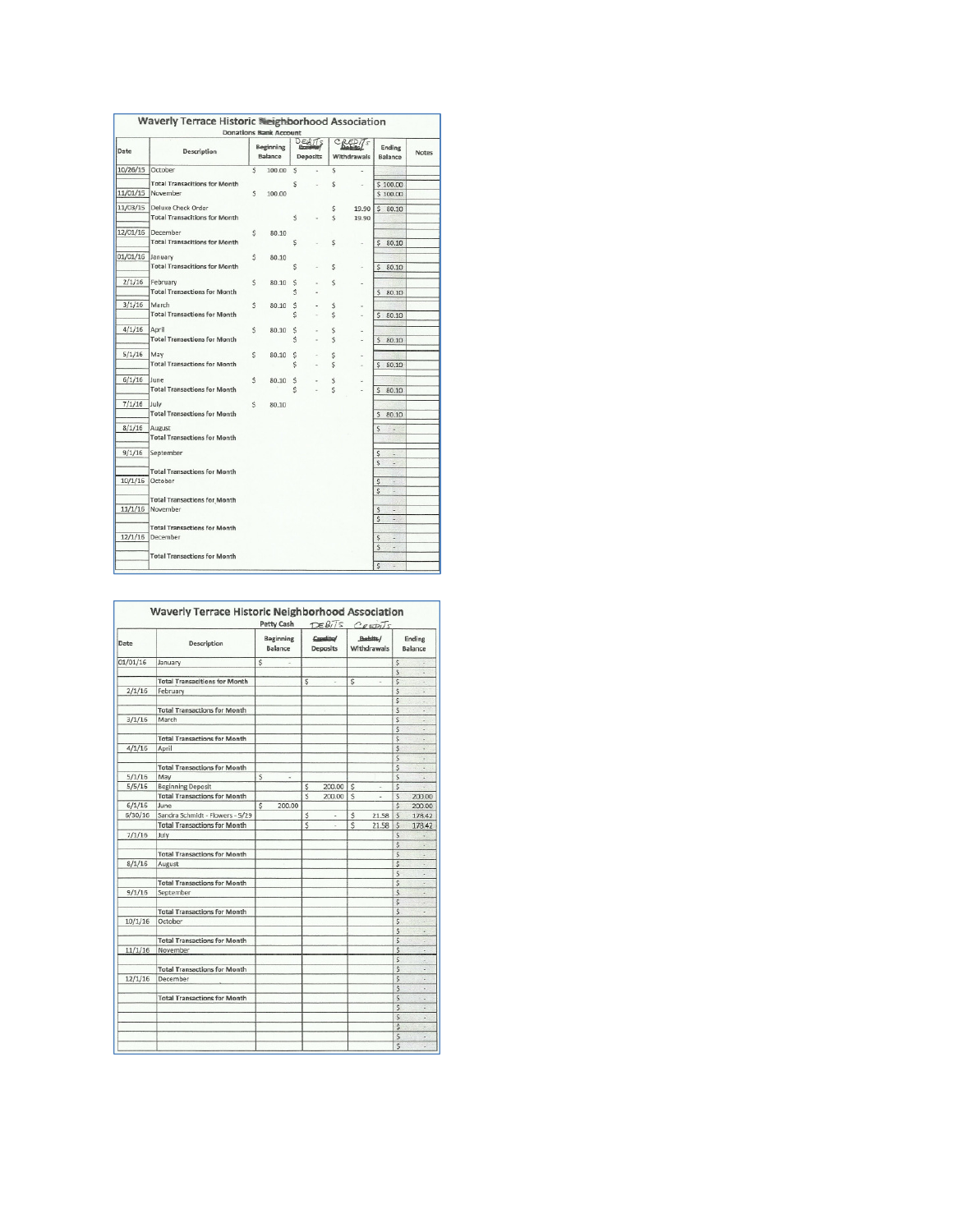## Waverly Terrace Historic ~~Neighborhood~~ Association

Donations ~~Bank~~ Account

| Date | Description | Beginning Balance | DEBITS ~~Credits~~/ Deposits | CREDITS ~~Debits~~/ Withdrawals | Ending Balance | Notes |
|---|---|---|---|---|---|---|
| 10/26/15 | October | $ 100.00 | $ - | $ - | | |
| | Total Transactions for Month | | $ - | $ - | $ 100.00 | |
| 11/01/15 | November | $ 100.00 | | | $ 100.00 | |
| 11/03/15 | Deluxe Check Order | | | $ 19.90 | $ 80.10 | |
| | Total Transactions for Month | | $ - | $ 19.90 | | |
| 12/01/15 | December | $ 80.10 | | | | |
| | Total Transactions for Month | | $ - | $ - | $ 80.10 | |
| 01/01/16 | January | $ 80.10 | | | | |
| | Total Transactions for Month | | $ - | $ - | $ 80.10 | |
| 2/1/16 | February | $ 80.10 | $ - | $ - | | |
| | Total Transactions for Month | | $ - | | $ 80.10 | |
| 3/1/16 | March | $ 80.10 | $ - | $ - | | |
| | Total Transactions for Month | | $ - | $ - | $ 80.10 | |
| 4/1/16 | April | $ 80.10 | $ - | $ - | | |
| | Total Transactions for Month | | $ - | $ - | $ 80.10 | |
| 5/1/16 | May | $ 80.10 | $ - | $ - | | |
| | Total Transactions for Month | | $ - | $ - | $ 80.10 | |
| 6/1/16 | June | $ 80.10 | $ - | $ - | | |
| | Total Transactions for Month | | $ - | $ - | $ 80.10 | |
| 7/1/16 | July | $ 80.10 | | | | |
| | Total Transactions for Month | | | | $ 80.10 | |
| 8/1/16 | August | | | | $ - | |
| | Total Transactions for Month | | | | | |
| 9/1/16 | September | | | | $ - | |
| | | | | | $ - | |
| | Total Transactions for Month | | | | | |
| 10/1/16 | October | | | | $ - | |
| | | | | | $ - | |
| | Total Transactions for Month | | | | | |
| 11/1/16 | November | | | | $ - | |
| | | | | | $ - | |
| | Total Transactions for Month | | | | | |
| 12/1/16 | December | | | | $ - | |
| | | | | | $ - | |
| | Total Transactions for Month | | | | | |
| | | | | | $ - | |

## Waverly Terrace Historic Neighborhood Association

Petty Cash

| Date | Description | Beginning Balance | DEBITS ~~Credits~~/ Deposits | CREDITS ~~Debits~~/ Withdrawals | Ending Balance |
|---|---|---|---|---|---|
| 01/01/16 | January | $ - | | | $ - |
| | | | | | $ - |
| | Total Transactions for Month | | $ - | $ - | $ - |
| 2/1/16 | February | | | | $ - |
| | | | | | $ - |
| | Total Transactions for Month | | | | $ - |
| 3/1/16 | March | | | | $ - |
| | | | | | $ - |
| | Total Transactions for Month | | | | $ - |
| 4/1/16 | April | | | | $ - |
| | | | | | $ - |
| | Total Transactions for Month | | | | $ - |
| 5/1/16 | May | $ - | | | $ - |
| 5/5/16 | Beginning Deposit | | $ 200.00 | $ - | $ - |
| | Total Transactions for Month | | $ 200.00 | $ - | $ 200.00 |
| 6/1/16 | June | $ 200.00 | | | $ 200.00 |
| 6/30/16 | Sandra Schmidt - Flowers - 5/19 | | $ - | $ 21.58 | $ 178.42 |
| | Total Transactions for Month | | $ - | $ 21.58 | $ 178.42 |
| 7/1/16 | July | | | | $ - |
| | | | | | $ - |
| | Total Transactions for Month | | | | $ - |
| 8/1/16 | August | | | | $ - |
| | | | | | $ - |
| | Total Transactions for Month | | | | $ - |
| 9/1/16 | September | | | | $ - |
| | | | | | $ - |
| | Total Transactions for Month | | | | $ - |
| 10/1/16 | October | | | | $ - |
| | | | | | $ - |
| | Total Transactions for Month | | | | $ - |
| 11/1/16 | November | | | | $ - |
| | | | | | $ - |
| | Total Transactions for Month | | | | $ - |
| 12/1/16 | December | | | | $ - |
| | | | | | $ - |
| | Total Transactions for Month | | | | $ - |
| | | | | | $ - |
| | | | | | $ - |
| | | | | | $ - |
| | | | | | $ - |
| | | | | | $ - |